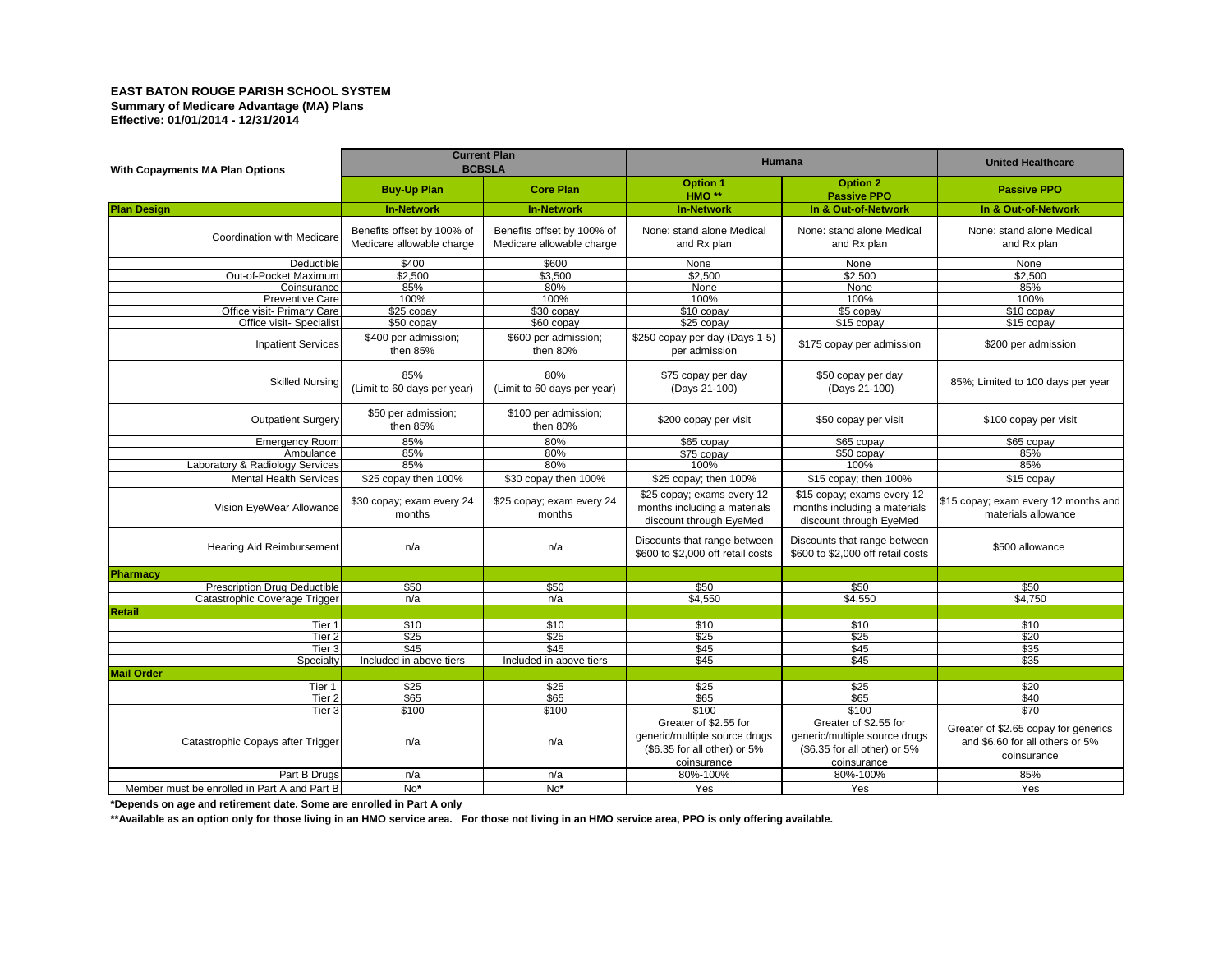**EAST BATON ROUGE PARISH SCHOOL SYSTEM**
**Summary of Medicare Advantage (MA) Plans**
**Effective: 01/01/2014 - 12/31/2014**

| With Copayments MA Plan Options | Current Plan BCBSLA | | Humana | | United Healthcare |
|---|---|---|---|---|---|
| | **Buy-Up Plan** | **Core Plan** | **Option 1 HMO \*\*** | **Option 2 Passive PPO** | **Passive PPO** |
| **Plan Design** | **In-Network** | **In-Network** | **In-Network** | **In & Out-of-Network** | **In & Out-of-Network** |
| Coordination with Medicare | Benefits offset by 100% of Medicare allowable charge | Benefits offset by 100% of Medicare allowable charge | None: stand alone Medical and Rx plan | None: stand alone Medical and Rx plan | None: stand alone Medical and Rx plan |
| Deductible | $400 | $600 | None | None | None |
| Out-of-Pocket Maximum | $2,500 | $3,500 | $2,500 | $2,500 | $2,500 |
| Coinsurance | 85% | 80% | None | None | 85% |
| Preventive Care | 100% | 100% | 100% | 100% | 100% |
| Office visit- Primary Care | $25 copay | $30 copay | $10 copay | $5 copay | $10 copay |
| Office visit- Specialist | $50 copay | $60 copay | $25 copay | $15 copay | $15 copay |
| Inpatient Services | $400 per admission; then 85% | $600 per admission; then 80% | $250 copay per day (Days 1-5) per admission | $175 copay per admission | $200 per admission |
| Skilled Nursing | 85% (Limit to 60 days per year) | 80% (Limit to 60 days per year) | $75 copay per day (Days 21-100) | $50 copay per day (Days 21-100) | 85%; Limited to 100 days per year |
| Outpatient Surgery | $50 per admission; then 85% | $100 per admission; then 80% | $200 copay per visit | $50 copay per visit | $100 copay per visit |
| Emergency Room | 85% | 80% | $65 copay | $65 copay | $65 copay |
| Ambulance | 85% | 80% | $75 copay | $50 copay | 85% |
| Laboratory & Radiology Services | 85% | 80% | 100% | 100% | 85% |
| Mental Health Services | $25 copay then 100% | $30 copay then 100% | $25 copay; then 100% | $15 copay; then 100% | $15 copay |
| Vision EyeWear Allowance | $30 copay; exam every 24 months | $25 copay; exam every 24 months | $25 copay; exams every 12 months including a materials discount through EyeMed | $15 copay; exams every 12 months including a materials discount through EyeMed | $15 copay; exam every 12 months and materials allowance |
| Hearing Aid Reimbursement | n/a | n/a | Discounts that range between $600 to $2,000 off retail costs | Discounts that range between $600 to $2,000 off retail costs | $500 allowance |
| **Pharmacy** | | | | | |
| Prescription Drug Deductible | $50 | $50 | $50 | $50 | $50 |
| Catastrophic Coverage Trigger | n/a | n/a | $4,550 | $4,550 | $4,750 |
| **Retail** | | | | | |
| Tier 1 | $10 | $10 | $10 | $10 | $10 |
| Tier 2 | $25 | $25 | $25 | $25 | $20 |
| Tier 3 | $45 | $45 | $45 | $45 | $35 |
| Specialty | Included in above tiers | Included in above tiers | $45 | $45 | $35 |
| **Mail Order** | | | | | |
| Tier 1 | $25 | $25 | $25 | $25 | $20 |
| Tier 2 | $65 | $65 | $65 | $65 | $40 |
| Tier 3 | $100 | $100 | $100 | $100 | $70 |
| Catastrophic Copays after Trigger | n/a | n/a | Greater of $2.55 for generic/multiple source drugs ($6.35 for all other) or 5% coinsurance | Greater of $2.55 for generic/multiple source drugs ($6.35 for all other) or 5% coinsurance | Greater of $2.65 copay for generics and $6.60 for all others or 5% coinsurance |
| Part B Drugs | n/a | n/a | 80%-100% | 80%-100% | 85% |
| Member must be enrolled in Part A and Part B | No* | No* | Yes | Yes | Yes |

**\*Depends on age and retirement date. Some are enrolled in Part A only**

**\*\*Available as an option only for those living in an HMO service area. For those not living in an HMO service area, PPO is only offering available.**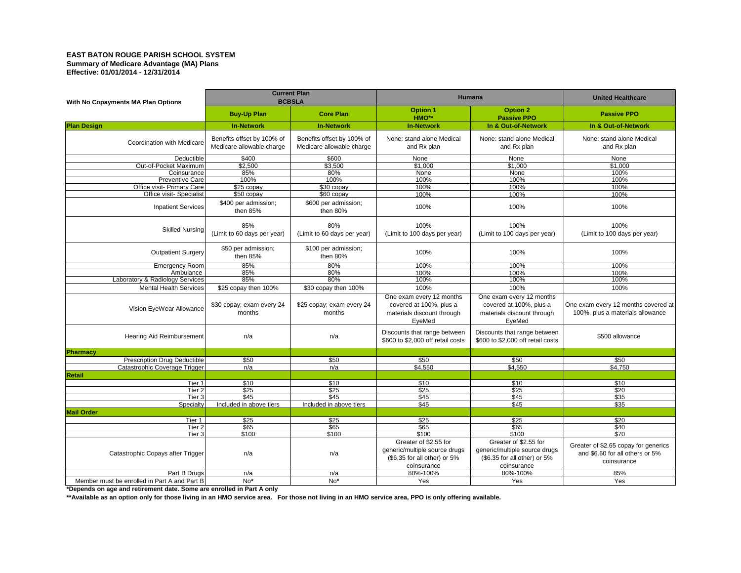**EAST BATON ROUGE PARISH SCHOOL SYSTEM**
**Summary of Medicare Advantage (MA) Plans**
**Effective: 01/01/2014 - 12/31/2014**

| With No Copayments MA Plan Options | Current Plan BCBSLA | | Humana | | United Healthcare |
|---|---|---|---|---|---|
| | **Buy-Up Plan** | **Core Plan** | **Option 1 HMO**** | **Option 2 Passive PPO** | **Passive PPO** |
| **Plan Design** | **In-Network** | **In-Network** | **In-Network** | **In & Out-of-Network** | **In & Out-of-Network** |
| Coordination with Medicare | Benefits offset by 100% of Medicare allowable charge | Benefits offset by 100% of Medicare allowable charge | None: stand alone Medical and Rx plan | None: stand alone Medical and Rx plan | None: stand alone Medical and Rx plan |
| Deductible | $400 | $600 | None | None | None |
| Out-of-Pocket Maximum | $2,500 | $3,500 | $1,000 | $1,000 | $1,000 |
| Coinsurance | 85% | 80% | None | None | 100% |
| Preventive Care | 100% | 100% | 100% | 100% | 100% |
| Office visit- Primary Care | $25 copay | $30 copay | 100% | 100% | 100% |
| Office visit- Specialist | $50 copay | $60 copay | 100% | 100% | 100% |
| Inpatient Services | $400 per admission; then 85% | $600 per admission; then 80% | 100% | 100% | 100% |
| Skilled Nursing | 85% (Limit to 60 days per year) | 80% (Limit to 60 days per year) | 100% (Limit to 100 days per year) | 100% (Limit to 100 days per year) | 100% (Limit to 100 days per year) |
| Outpatient Surgery | $50 per admission; then 85% | $100 per admission; then 80% | 100% | 100% | 100% |
| Emergency Room | 85% | 80% | 100% | 100% | 100% |
| Ambulance | 85% | 80% | 100% | 100% | 100% |
| Laboratory & Radiology Services | 85% | 80% | 100% | 100% | 100% |
| Mental Health Services | $25 copay then 100% | $30 copay then 100% | 100% | 100% | 100% |
| Vision EyeWear Allowance | $30 copay; exam every 24 months | $25 copay; exam every 24 months | One exam every 12 months covered at 100%, plus a materials discount through EyeMed | One exam every 12 months covered at 100%, plus a materials discount through EyeMed | One exam every 12 months covered at 100%, plus a materials allowance |
| Hearing Aid Reimbursement | n/a | n/a | Discounts that range between $600 to $2,000 off retail costs | Discounts that range between $600 to $2,000 off retail costs | $500 allowance |
| **Pharmacy** | | | | | |
| Prescription Drug Deductible | $50 | $50 | $50 | $50 | $50 |
| Catastrophic Coverage Trigger | n/a | n/a | $4,550 | $4,550 | $4,750 |
| **Retail** | | | | | |
| Tier 1 | $10 | $10 | $10 | $10 | $10 |
| Tier 2 | $25 | $25 | $25 | $25 | $20 |
| Tier 3 | $45 | $45 | $45 | $45 | $35 |
| Specialty | Included in above tiers | Included in above tiers | $45 | $45 | $35 |
| **Mail Order** | | | | | |
| Tier 1 | $25 | $25 | $25 | $25 | $20 |
| Tier 2 | $65 | $65 | $65 | $65 | $40 |
| Tier 3 | $100 | $100 | $100 | $100 | $70 |
| Catastrophic Copays after Trigger | n/a | n/a | Greater of $2.55 for generic/multiple source drugs ($6.35 for all other) or 5% coinsurance | Greater of $2.55 for generic/multiple source drugs ($6.35 for all other) or 5% coinsurance | Greater of $2.65 copay for generics and $6.60 for all others or 5% coinsurance |
| Part B Drugs | n/a | n/a | 80%-100% | 80%-100% | 85% |
| Member must be enrolled in Part A and Part B | No* | No* | Yes | Yes | Yes |

***Depends on age and retirement date. Some are enrolled in Part A only**

****Available as an option only for those living in an HMO service area. For those not living in an HMO service area, PPO is only offering available.**